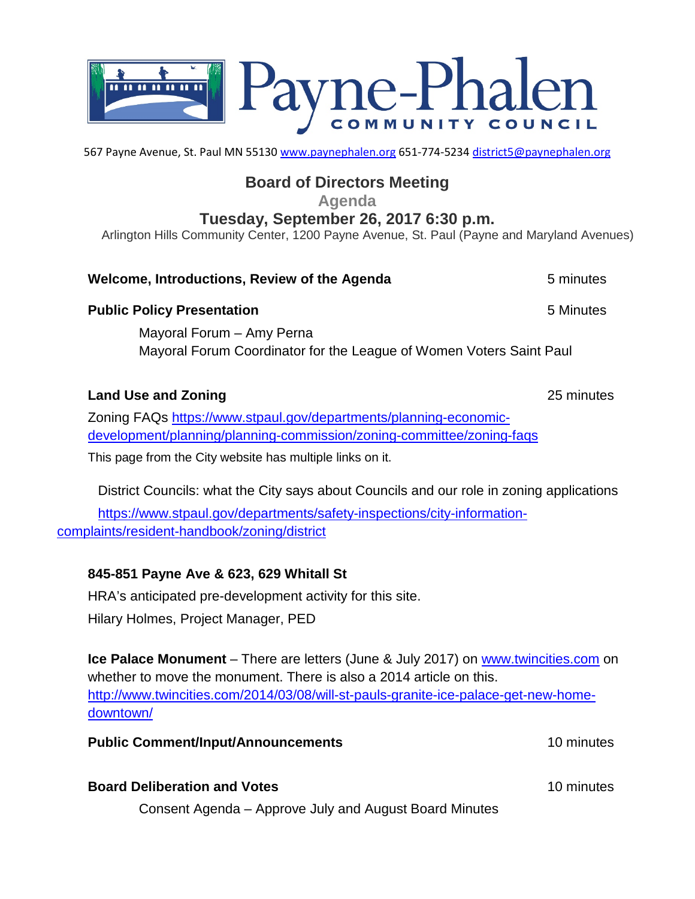# Payne-Phalen Community Council

567 Payne Avenue, St. Paul MN 55130 www.paynephalen.org 651-774-5234 district5@paynephalen.org

## Board of Directors Meeting

**Agenda**

### Tuesday, September 26, 2017 6:30 p.m.

Arlington Hills Community Center, 1200 Payne Avenue, St. Paul (Payne and Maryland Avenues)

**Welcome, Introductions, Review of the Agenda** — 5 minutes

**Public Policy Presentation** — 5 Minutes

Mayoral Forum – Amy Perna
Mayoral Forum Coordinator for the League of Women Voters Saint Paul

**Land Use and Zoning** — 25 minutes

Zoning FAQs https://www.stpaul.gov/departments/planning-economic-development/planning/planning-commission/zoning-committee/zoning-faqs

This page from the City website has multiple links on it.

District Councils: what the City says about Councils and our role in zoning applications

https://www.stpaul.gov/departments/safety-inspections/city-information-complaints/resident-handbook/zoning/district

**845-851 Payne Ave & 623, 629 Whitall St**

HRA's anticipated pre-development activity for this site.

Hilary Holmes, Project Manager, PED

**Ice Palace Monument** – There are letters (June & July 2017) on www.twincities.com on whether to move the monument. There is also a 2014 article on this. http://www.twincities.com/2014/03/08/will-st-pauls-granite-ice-palace-get-new-home-downtown/

**Public Comment/Input/Announcements** — 10 minutes

**Board Deliberation and Votes** — 10 minutes

Consent Agenda – Approve July and August Board Minutes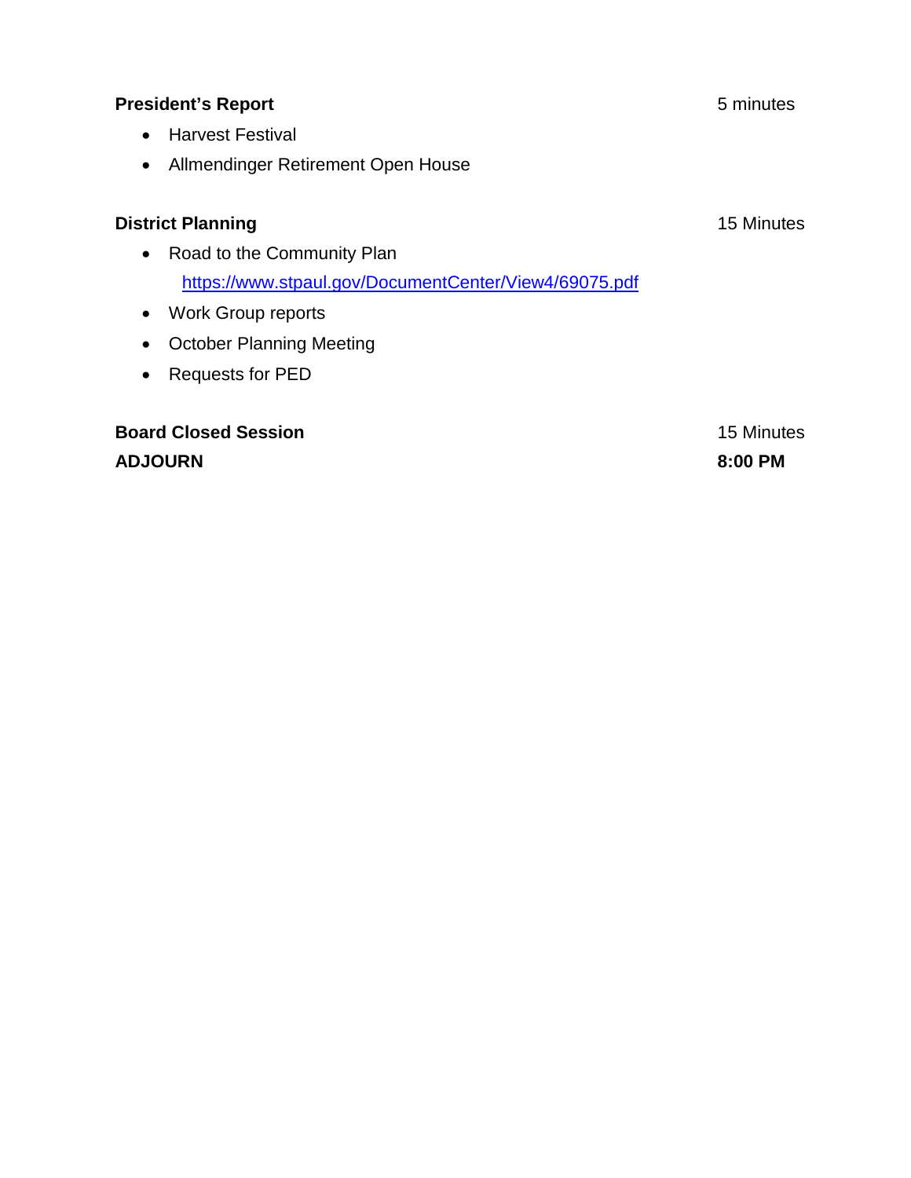**President's Report** 5 minutes

- Harvest Festival
- Allmendinger Retirement Open House

**District Planning** 15 Minutes

- Road to the Community Plan
  https://www.stpaul.gov/DocumentCenter/View4/69075.pdf
- Work Group reports
- October Planning Meeting
- Requests for PED

**Board Closed Session** 15 Minutes

**ADJOURN** **8:00 PM**